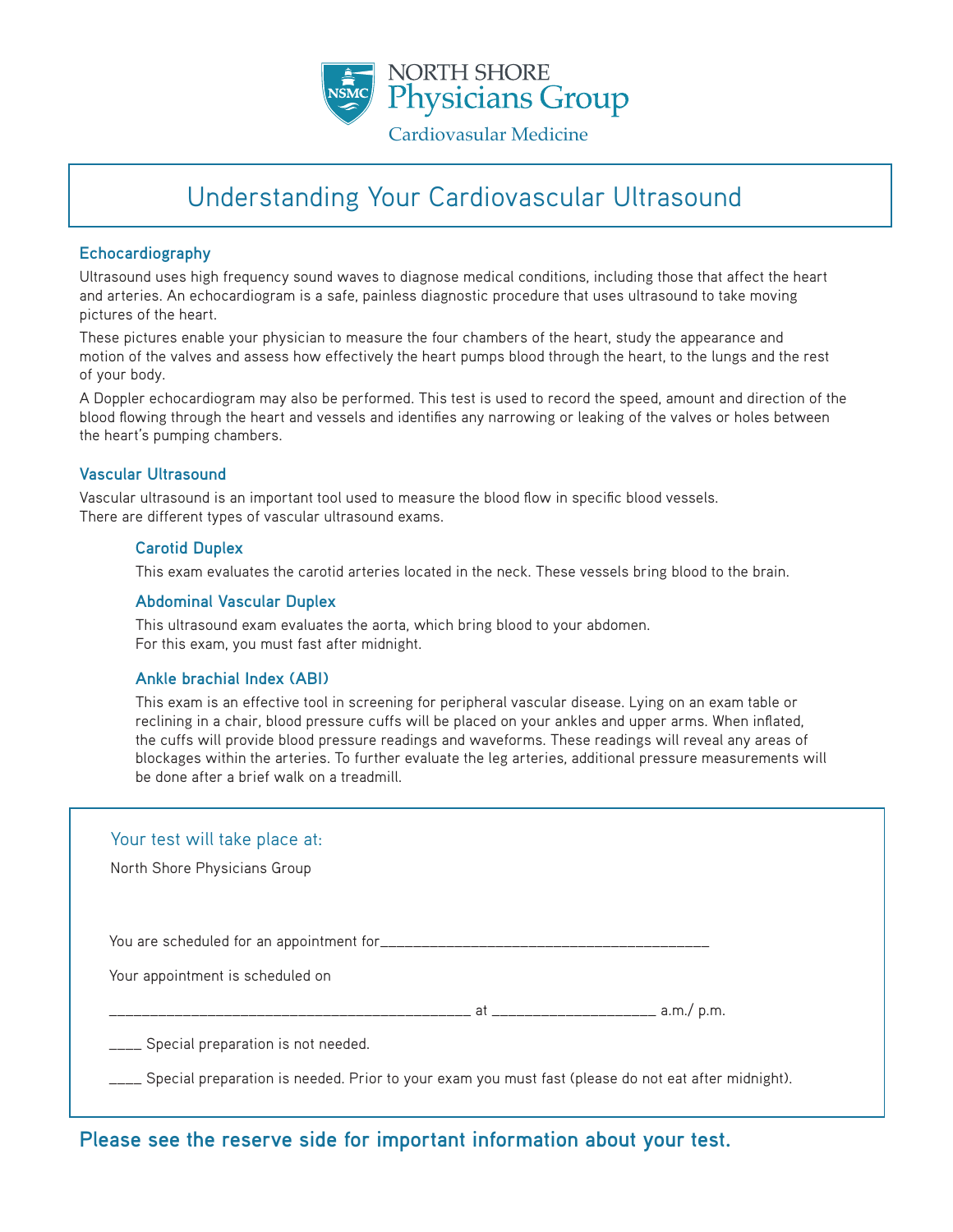NORTH SHORE
Physicians Group
Cardiovasular Medicine

# Understanding Your Cardiovascular Ultrasound

## Echocardiography

Ultrasound uses high frequency sound waves to diagnose medical conditions, including those that affect the heart and arteries. An echocardiogram is a safe, painless diagnostic procedure that uses ultrasound to take moving pictures of the heart.

These pictures enable your physician to measure the four chambers of the heart, study the appearance and motion of the valves and assess how effectively the heart pumps blood through the heart, to the lungs and the rest of your body.

A Doppler echocardiogram may also be performed. This test is used to record the speed, amount and direction of the blood flowing through the heart and vessels and identifies any narrowing or leaking of the valves or holes between the heart's pumping chambers.

## Vascular Ultrasound

Vascular ultrasound is an important tool used to measure the blood flow in specific blood vessels.
There are different types of vascular ultrasound exams.

### Carotid Duplex

This exam evaluates the carotid arteries located in the neck. These vessels bring blood to the brain.

### Abdominal Vascular Duplex

This ultrasound exam evaluates the aorta, which bring blood to your abdomen.
For this exam, you must fast after midnight.

### Ankle brachial Index (ABI)

This exam is an effective tool in screening for peripheral vascular disease. Lying on an exam table or reclining in a chair, blood pressure cuffs will be placed on your ankles and upper arms. When inflated, the cuffs will provide blood pressure readings and waveforms. These readings will reveal any areas of blockages within the arteries. To further evaluate the leg arteries, additional pressure measurements will be done after a brief walk on a treadmill.

Your test will take place at:

North Shore Physicians Group

You are scheduled for an appointment for__________________________________________

Your appointment is scheduled on

______________________________________________ at ____________________ a.m./ p.m.

____ Special preparation is not needed.

____ Special preparation is needed. Prior to your exam you must fast (please do not eat after midnight).

**Please see the reserve side for important information about your test.**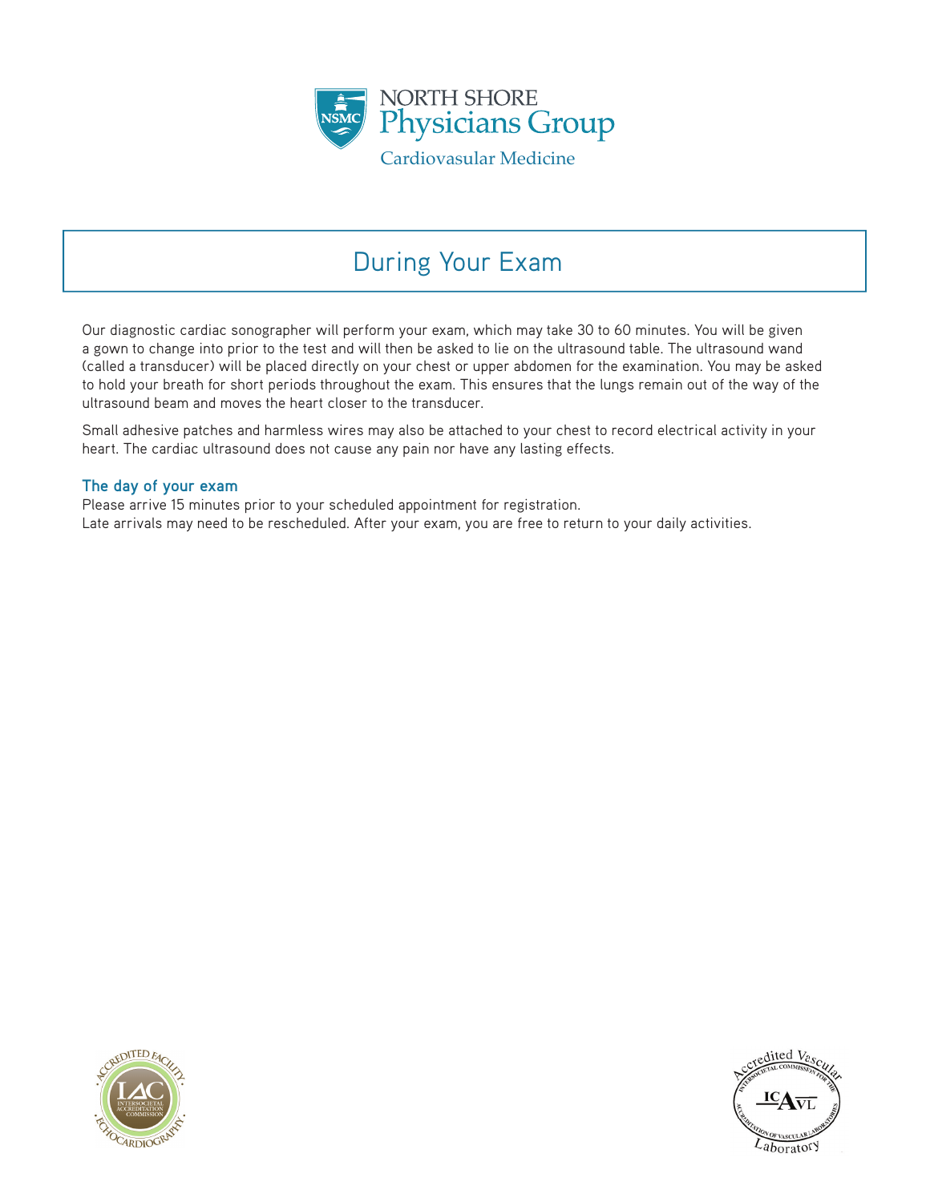NORTH SHORE
Physicians Group
Cardiovasular Medicine

# During Your Exam

Our diagnostic cardiac sonographer will perform your exam, which may take 30 to 60 minutes. You will be given a gown to change into prior to the test and will then be asked to lie on the ultrasound table. The ultrasound wand (called a transducer) will be placed directly on your chest or upper abdomen for the examination. You may be asked to hold your breath for short periods throughout the exam. This ensures that the lungs remain out of the way of the ultrasound beam and moves the heart closer to the transducer.

Small adhesive patches and harmless wires may also be attached to your chest to record electrical activity in your heart. The cardiac ultrasound does not cause any pain nor have any lasting effects.

### The day of your exam

Please arrive 15 minutes prior to your scheduled appointment for registration.
Late arrivals may need to be rescheduled. After your exam, you are free to return to your daily activities.